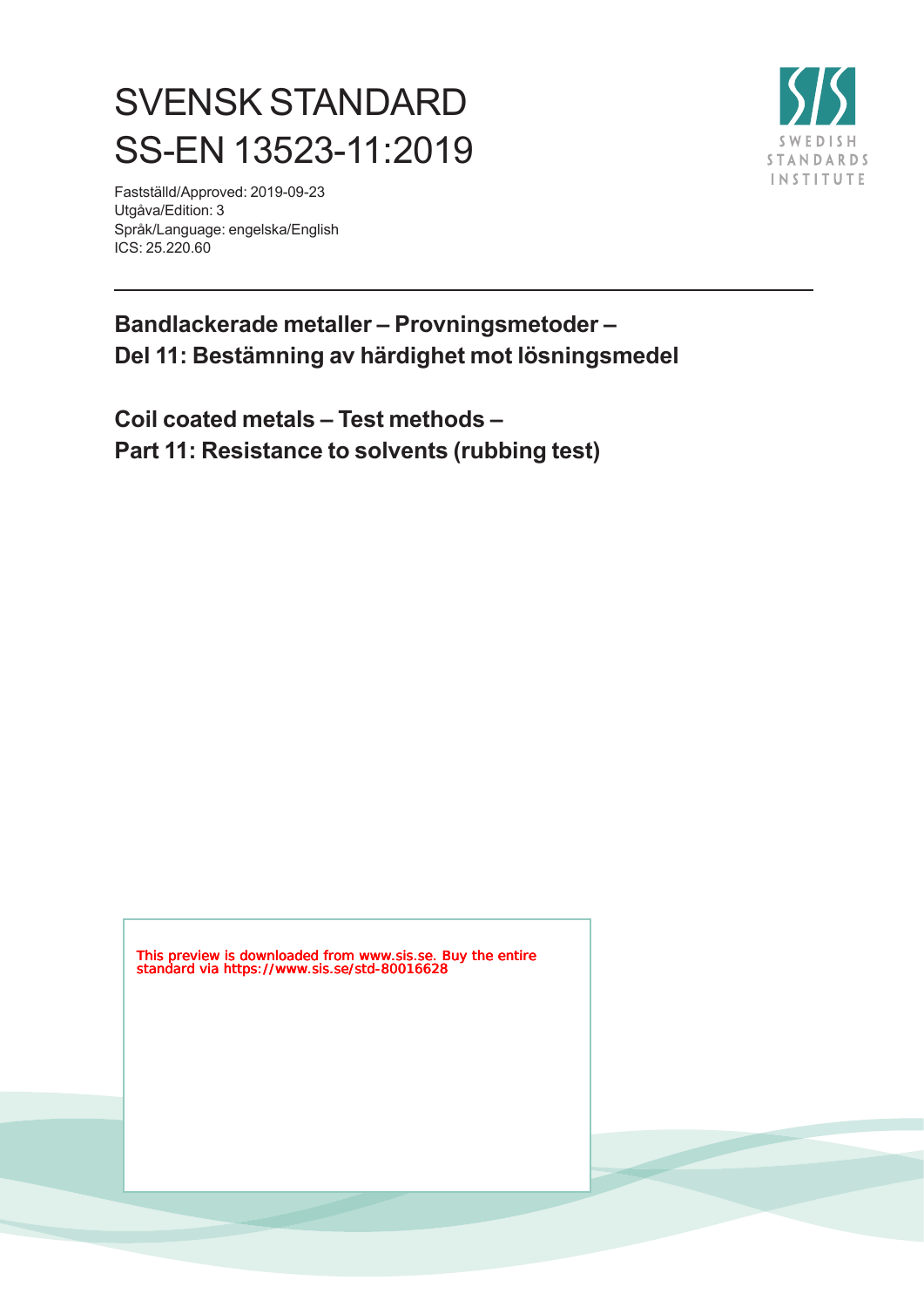# SVENSK STANDARD
# SS-EN 13523-11:2019

Fastställd/Approved: 2019-09-23
Utgåva/Edition: 3
Språk/Language: engelska/English
ICS: 25.220.60

## Bandlackerade metaller – Provningsmetoder – Del 11: Bestämning av härdighet mot lösningsmedel

## Coil coated metals – Test methods – Part 11: Resistance to solvents (rubbing test)

This preview is downloaded from www.sis.se. Buy the entire standard via https://www.sis.se/std-80016628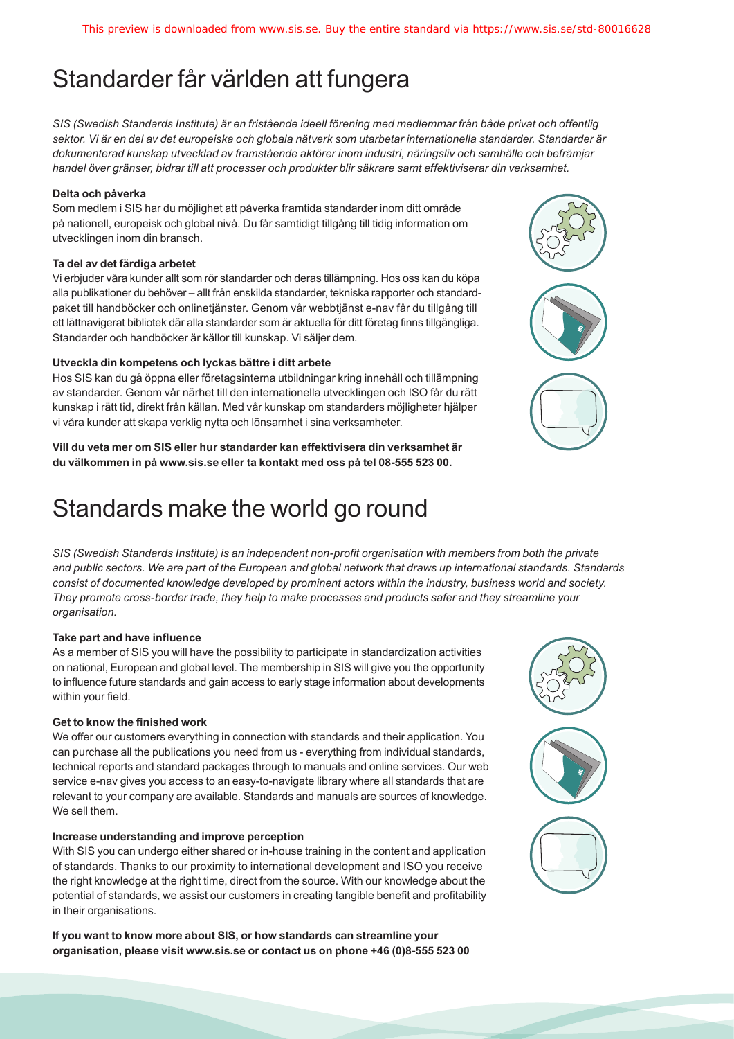# Standarder får världen att fungera

*SIS (Swedish Standards Institute) är en fristående ideell förening med medlemmar från både privat och offentlig sektor. Vi är en del av det europeiska och globala nätverk som utarbetar internationella standarder. Standarder är dokumenterad kunskap utvecklad av framstående aktörer inom industri, näringsliv och samhälle och befrämjar handel över gränser, bidrar till att processer och produkter blir säkrare samt effektiviserar din verksamhet.*

**Delta och påverka**

Som medlem i SIS har du möjlighet att påverka framtida standarder inom ditt område på nationell, europeisk och global nivå. Du får samtidigt tillgång till tidig information om utvecklingen inom din bransch.

**Ta del av det färdiga arbetet**

Vi erbjuder våra kunder allt som rör standarder och deras tillämpning. Hos oss kan du köpa alla publikationer du behöver – allt från enskilda standarder, tekniska rapporter och standardpaket till handböcker och onlinetjänster. Genom vår webbtjänst e-nav får du tillgång till ett lättnavigerat bibliotek där alla standarder som är aktuella för ditt företag finns tillgängliga. Standarder och handböcker är källor till kunskap. Vi säljer dem.

**Utveckla din kompetens och lyckas bättre i ditt arbete**

Hos SIS kan du gå öppna eller företagsinterna utbildningar kring innehåll och tillämpning av standarder. Genom vår närhet till den internationella utvecklingen och ISO får du rätt kunskap i rätt tid, direkt från källan. Med vår kunskap om standarders möjligheter hjälper vi våra kunder att skapa verklig nytta och lönsamhet i sina verksamheter.

**Vill du veta mer om SIS eller hur standarder kan effektivisera din verksamhet är du välkommen in på www.sis.se eller ta kontakt med oss på tel 08-555 523 00.**

# Standards make the world go round

*SIS (Swedish Standards Institute) is an independent non-profit organisation with members from both the private and public sectors. We are part of the European and global network that draws up international standards. Standards consist of documented knowledge developed by prominent actors within the industry, business world and society. They promote cross-border trade, they help to make processes and products safer and they streamline your organisation.*

**Take part and have influence**

As a member of SIS you will have the possibility to participate in standardization activities on national, European and global level. The membership in SIS will give you the opportunity to influence future standards and gain access to early stage information about developments within your field.

**Get to know the finished work**

We offer our customers everything in connection with standards and their application. You can purchase all the publications you need from us - everything from individual standards, technical reports and standard packages through to manuals and online services. Our web service e-nav gives you access to an easy-to-navigate library where all standards that are relevant to your company are available. Standards and manuals are sources of knowledge. We sell them.

**Increase understanding and improve perception**

With SIS you can undergo either shared or in-house training in the content and application of standards. Thanks to our proximity to international development and ISO you receive the right knowledge at the right time, direct from the source. With our knowledge about the potential of standards, we assist our customers in creating tangible benefit and profitability in their organisations.

**If you want to know more about SIS, or how standards can streamline your organisation, please visit www.sis.se or contact us on phone +46 (0)8-555 523 00**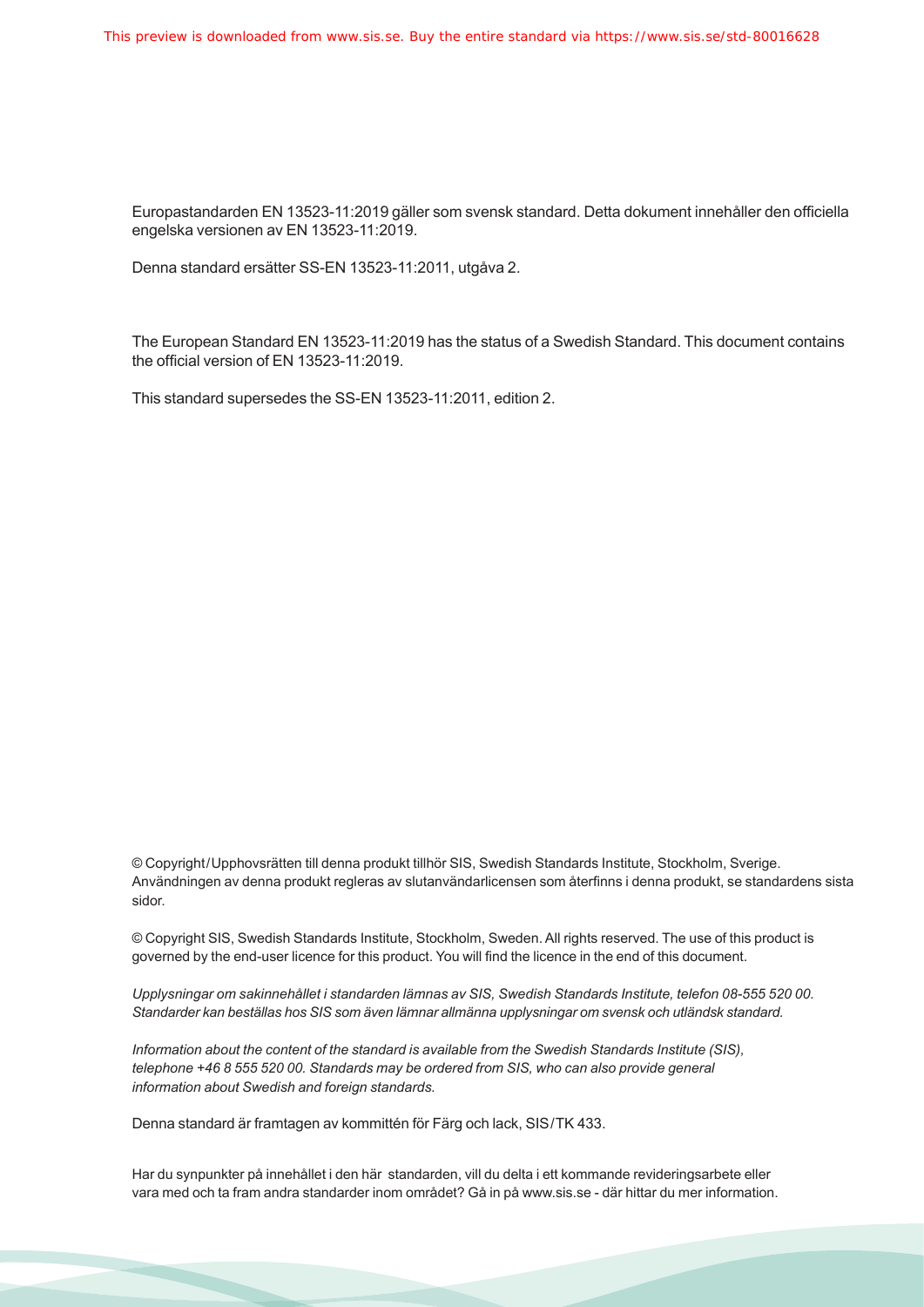Europastandarden EN 13523-11:2019 gäller som svensk standard. Detta dokument innehåller den officiella engelska versionen av EN 13523-11:2019.

Denna standard ersätter SS-EN 13523-11:2011, utgåva 2.

The European Standard EN 13523-11:2019 has the status of a Swedish Standard. This document contains the official version of EN 13523-11:2019.

This standard supersedes the SS-EN 13523-11:2011, edition 2.

© Copyright/Upphovsrätten till denna produkt tillhör SIS, Swedish Standards Institute, Stockholm, Sverige. Användningen av denna produkt regleras av slutanvändarlicensen som återfinns i denna produkt, se standardens sista sidor.

© Copyright SIS, Swedish Standards Institute, Stockholm, Sweden. All rights reserved. The use of this product is governed by the end-user licence for this product. You will find the licence in the end of this document.

*Upplysningar om sakinnehållet i standarden lämnas av SIS, Swedish Standards Institute, telefon 08-555 520 00. Standarder kan beställas hos SIS som även lämnar allmänna upplysningar om svensk och utländsk standard.*

*Information about the content of the standard is available from the Swedish Standards Institute (SIS), telephone +46 8 555 520 00. Standards may be ordered from SIS, who can also provide general information about Swedish and foreign standards.*

Denna standard är framtagen av kommittén för Färg och lack, SIS/TK 433.

Har du synpunkter på innehållet i den här standarden, vill du delta i ett kommande revideringsarbete eller vara med och ta fram andra standarder inom området? Gå in på www.sis.se - där hittar du mer information.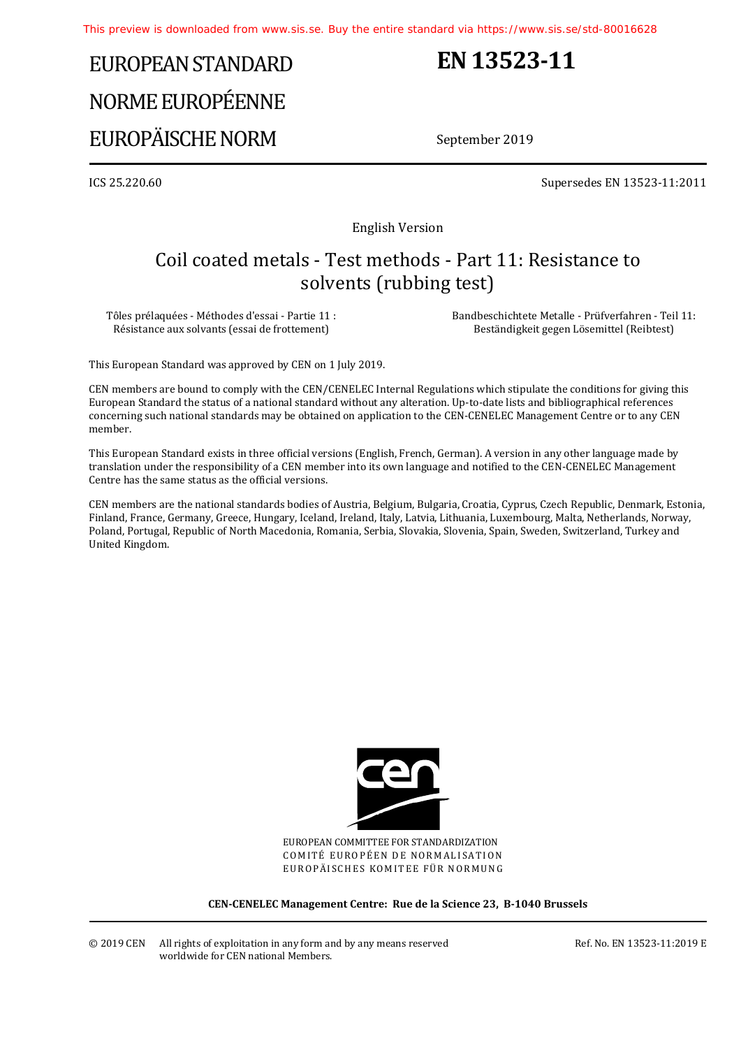EUROPEAN STANDARD

NORME EUROPÉENNE

EUROPÄISCHE NORM

# EN 13523-11

September 2019

ICS 25.220.60

Supersedes EN 13523-11:2011

English Version

## Coil coated metals - Test methods - Part 11: Resistance to solvents (rubbing test)

Tôles prélaquées - Méthodes d'essai - Partie 11 : Résistance aux solvants (essai de frottement)

Bandbeschichtete Metalle - Prüfverfahren - Teil 11: Beständigkeit gegen Lösemittel (Reibtest)

This European Standard was approved by CEN on 1 July 2019.

CEN members are bound to comply with the CEN/CENELEC Internal Regulations which stipulate the conditions for giving this European Standard the status of a national standard without any alteration. Up-to-date lists and bibliographical references concerning such national standards may be obtained on application to the CEN-CENELEC Management Centre or to any CEN member.

This European Standard exists in three official versions (English, French, German). A version in any other language made by translation under the responsibility of a CEN member into its own language and notified to the CEN-CENELEC Management Centre has the same status as the official versions.

CEN members are the national standards bodies of Austria, Belgium, Bulgaria, Croatia, Cyprus, Czech Republic, Denmark, Estonia, Finland, France, Germany, Greece, Hungary, Iceland, Ireland, Italy, Latvia, Lithuania, Luxembourg, Malta, Netherlands, Norway, Poland, Portugal, Republic of North Macedonia, Romania, Serbia, Slovakia, Slovenia, Spain, Sweden, Switzerland, Turkey and United Kingdom.

EUROPEAN COMMITTEE FOR STANDARDIZATION

COMITÉ EUROPÉEN DE NORMALISATION

EUROPÄISCHES KOMITEE FÜR NORMUNG

**CEN-CENELEC Management Centre: Rue de la Science 23, B-1040 Brussels**

© 2019 CEN All rights of exploitation in any form and by any means reserved worldwide for CEN national Members.

Ref. No. EN 13523-11:2019 E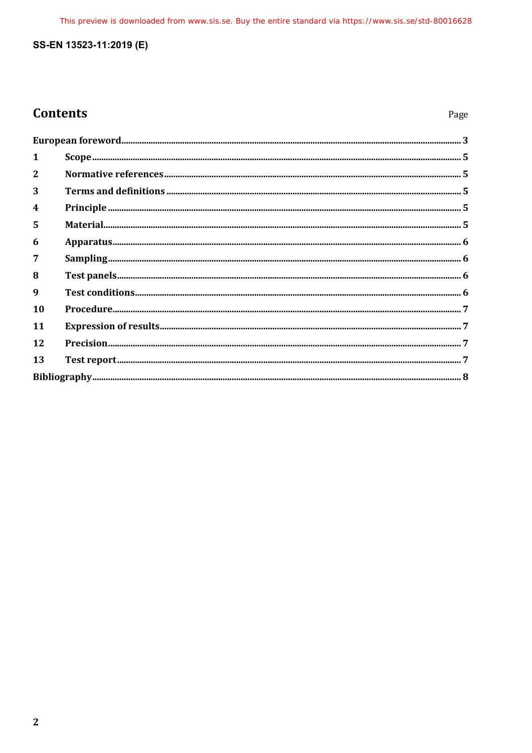# Contents

| | | Page |
|---|---|---|
| **European foreword** | | **3** |
| **1** | **Scope** | **5** |
| **2** | **Normative references** | **5** |
| **3** | **Terms and definitions** | **5** |
| **4** | **Principle** | **5** |
| **5** | **Material** | **5** |
| **6** | **Apparatus** | **6** |
| **7** | **Sampling** | **6** |
| **8** | **Test panels** | **6** |
| **9** | **Test conditions** | **6** |
| **10** | **Procedure** | **7** |
| **11** | **Expression of results** | **7** |
| **12** | **Precision** | **7** |
| **13** | **Test report** | **7** |
| **Bibliography** | | **8** |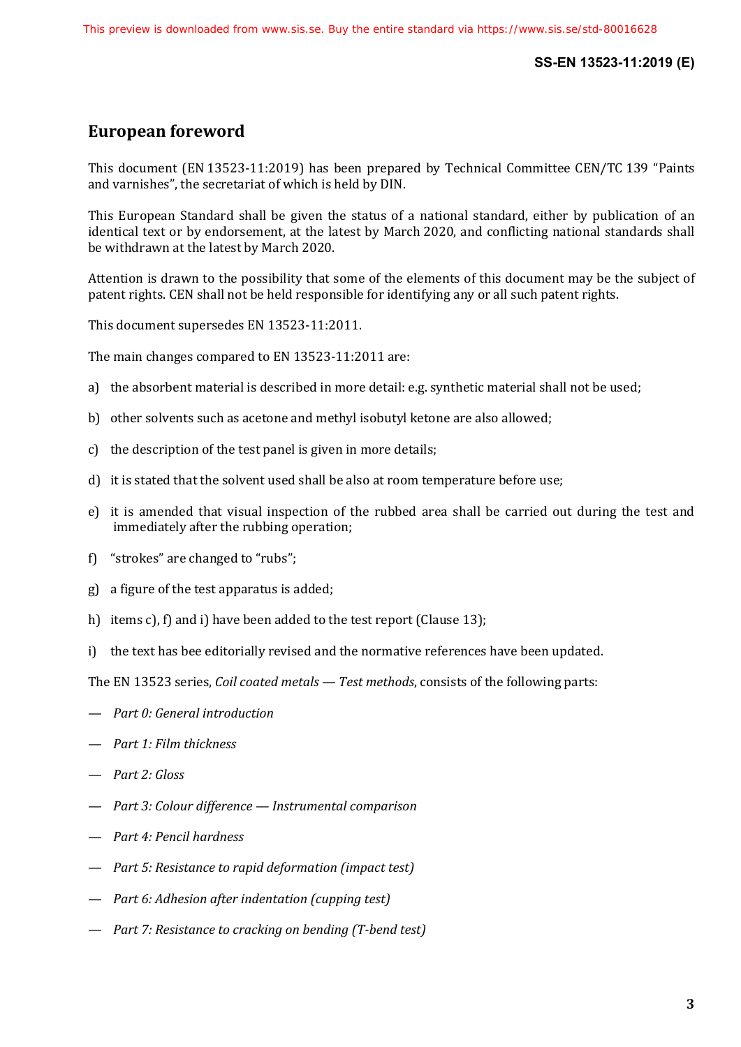## European foreword

This document (EN 13523-11:2019) has been prepared by Technical Committee CEN/TC 139 "Paints and varnishes", the secretariat of which is held by DIN.

This European Standard shall be given the status of a national standard, either by publication of an identical text or by endorsement, at the latest by March 2020, and conflicting national standards shall be withdrawn at the latest by March 2020.

Attention is drawn to the possibility that some of the elements of this document may be the subject of patent rights. CEN shall not be held responsible for identifying any or all such patent rights.

This document supersedes EN 13523-11:2011.

The main changes compared to EN 13523-11:2011 are:

a) the absorbent material is described in more detail: e.g. synthetic material shall not be used;

b) other solvents such as acetone and methyl isobutyl ketone are also allowed;

c) the description of the test panel is given in more details;

d) it is stated that the solvent used shall be also at room temperature before use;

e) it is amended that visual inspection of the rubbed area shall be carried out during the test and immediately after the rubbing operation;

f) "strokes" are changed to "rubs";

g) a figure of the test apparatus is added;

h) items c), f) and i) have been added to the test report (Clause 13);

i) the text has bee editorially revised and the normative references have been updated.

The EN 13523 series, *Coil coated metals — Test methods*, consists of the following parts:

— *Part 0: General introduction*

— *Part 1: Film thickness*

— *Part 2: Gloss*

— *Part 3: Colour difference — Instrumental comparison*

— *Part 4: Pencil hardness*

— *Part 5: Resistance to rapid deformation (impact test)*

— *Part 6: Adhesion after indentation (cupping test)*

— *Part 7: Resistance to cracking on bending (T-bend test)*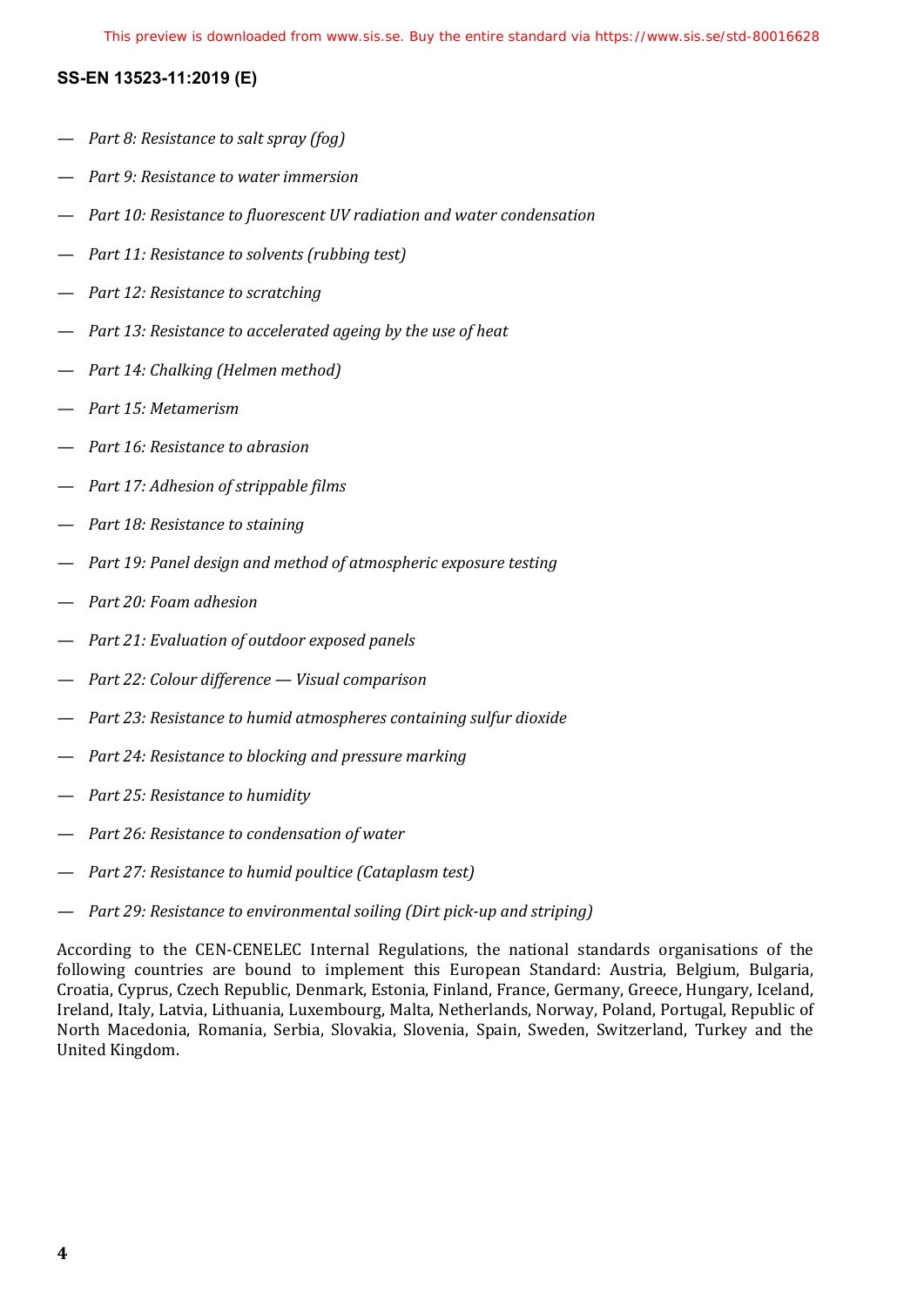- *Part 8: Resistance to salt spray (fog)*
- *Part 9: Resistance to water immersion*
- *Part 10: Resistance to fluorescent UV radiation and water condensation*
- *Part 11: Resistance to solvents (rubbing test)*
- *Part 12: Resistance to scratching*
- *Part 13: Resistance to accelerated ageing by the use of heat*
- *Part 14: Chalking (Helmen method)*
- *Part 15: Metamerism*
- *Part 16: Resistance to abrasion*
- *Part 17: Adhesion of strippable films*
- *Part 18: Resistance to staining*
- *Part 19: Panel design and method of atmospheric exposure testing*
- *Part 20: Foam adhesion*
- *Part 21: Evaluation of outdoor exposed panels*
- *Part 22: Colour difference — Visual comparison*
- *Part 23: Resistance to humid atmospheres containing sulfur dioxide*
- *Part 24: Resistance to blocking and pressure marking*
- *Part 25: Resistance to humidity*
- *Part 26: Resistance to condensation of water*
- *Part 27: Resistance to humid poultice (Cataplasm test)*
- *Part 29: Resistance to environmental soiling (Dirt pick-up and striping)*

According to the CEN-CENELEC Internal Regulations, the national standards organisations of the following countries are bound to implement this European Standard: Austria, Belgium, Bulgaria, Croatia, Cyprus, Czech Republic, Denmark, Estonia, Finland, France, Germany, Greece, Hungary, Iceland, Ireland, Italy, Latvia, Lithuania, Luxembourg, Malta, Netherlands, Norway, Poland, Portugal, Republic of North Macedonia, Romania, Serbia, Slovakia, Slovenia, Spain, Sweden, Switzerland, Turkey and the United Kingdom.